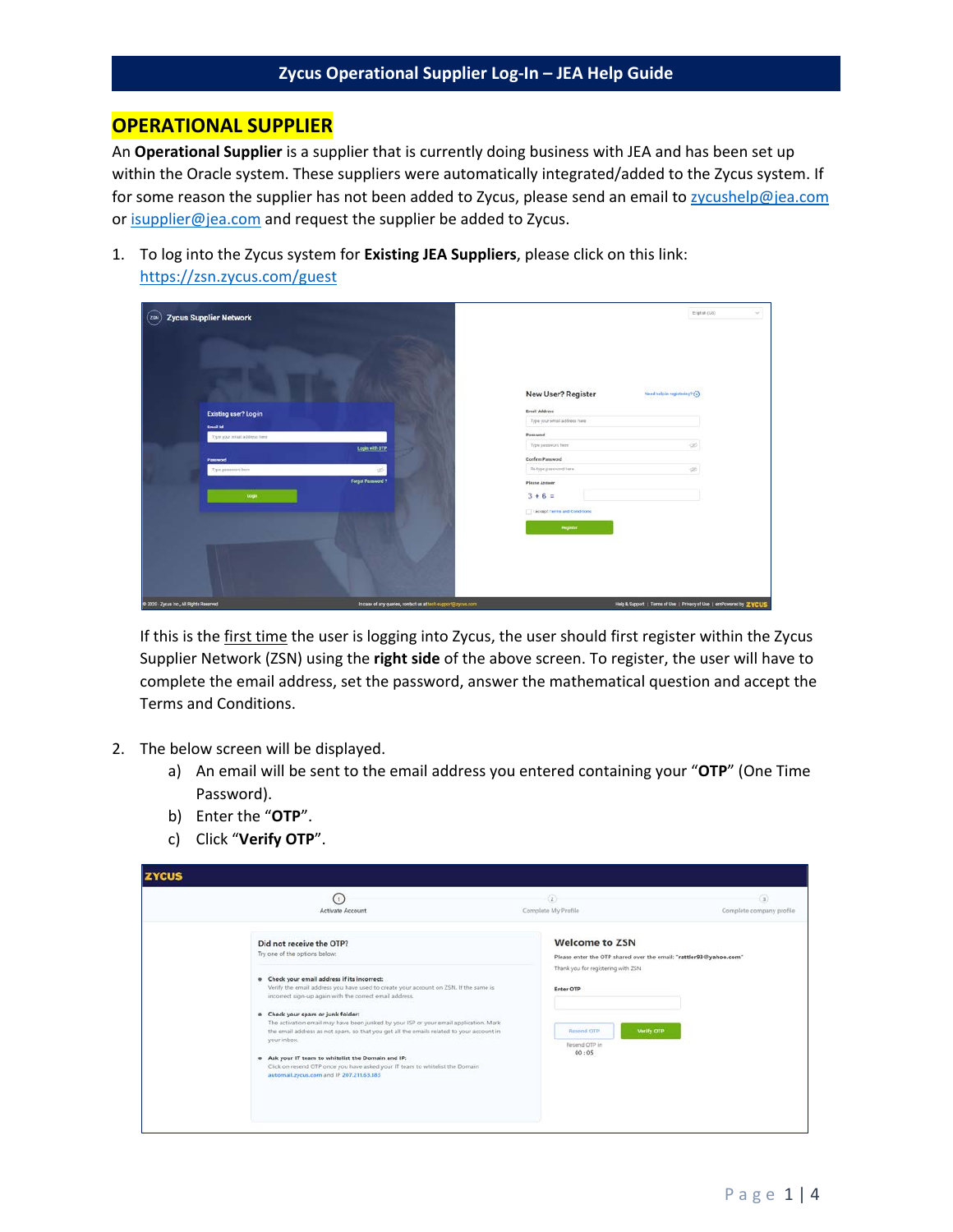## OPERATIONAL SUPPLIER

An **Operational Supplier** is a supplier that is currently doing business with JEA and has been set up within the Oracle system. These suppliers were automatically integrated/added to the Zycus system. If for some reason the supplier has not been added to Zycus, please send an email to zycushelp@jea.com or isupplier@jea.com and request the supplier be added to Zycus.

1. To log into the Zycus system for **Existing JEA Suppliers**, please click on this link: https://zsn.zycus.com/guest

   If this is the first time the user is logging into Zycus, the user should first register within the Zycus Supplier Network (ZSN) using the **right side** of the above screen. To register, the user will have to complete the email address, set the password, answer the mathematical question and accept the Terms and Conditions.

2. The below screen will be displayed.
   a) An email will be sent to the email address you entered containing your "**OTP**" (One Time Password).
   b) Enter the "**OTP**".
   c) Click "**Verify OTP**".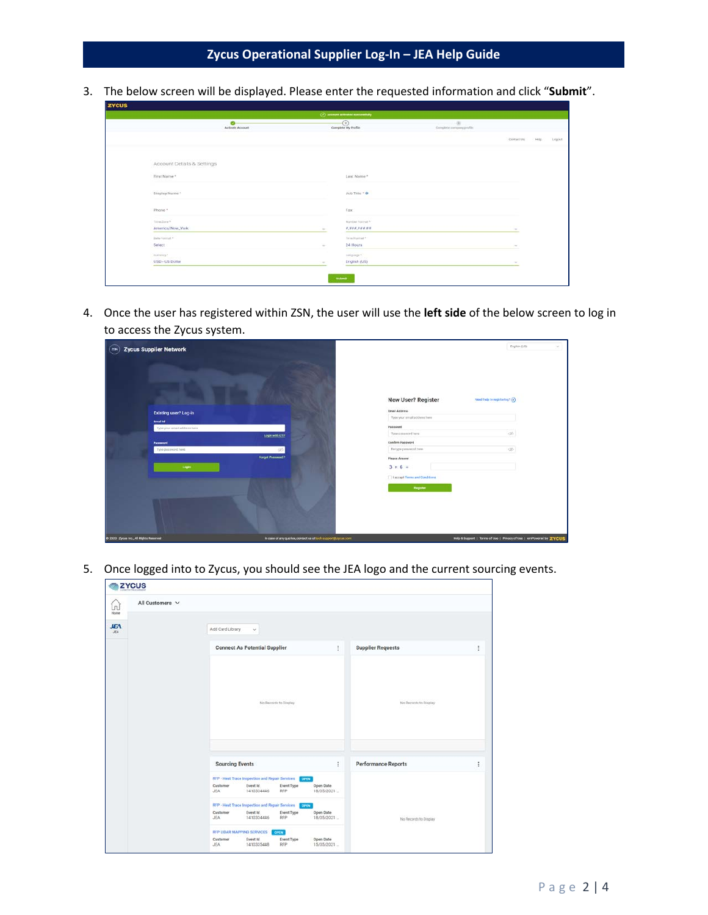3. The below screen will be displayed. Please enter the requested information and click "**Submit**".

4. Once the user has registered within ZSN, the user will use the **left side** of the below screen to log in to access the Zycus system.

5. Once logged into to Zycus, you should see the JEA logo and the current sourcing events.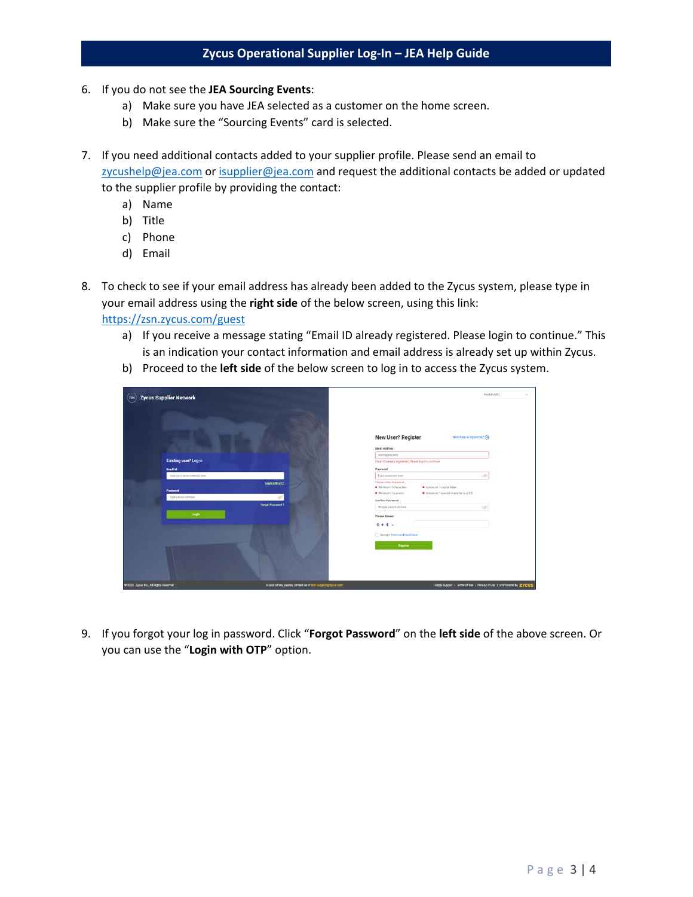6. If you do not see the **JEA Sourcing Events**:
   a) Make sure you have JEA selected as a customer on the home screen.
   b) Make sure the "Sourcing Events" card is selected.

7. If you need additional contacts added to your supplier profile. Please send an email to zycushelp@jea.com or isupplier@jea.com and request the additional contacts be added or updated to the supplier profile by providing the contact:
   a) Name
   b) Title
   c) Phone
   d) Email

8. To check to see if your email address has already been added to the Zycus system, please type in your email address using the **right side** of the below screen, using this link: https://zsn.zycus.com/guest
   a) If you receive a message stating "Email ID already registered. Please login to continue." This is an indication your contact information and email address is already set up within Zycus.
   b) Proceed to the **left side** of the below screen to log in to access the Zycus system.

9. If you forgot your log in password. Click "**Forgot Password**" on the **left side** of the above screen. Or you can use the "**Login with OTP**" option.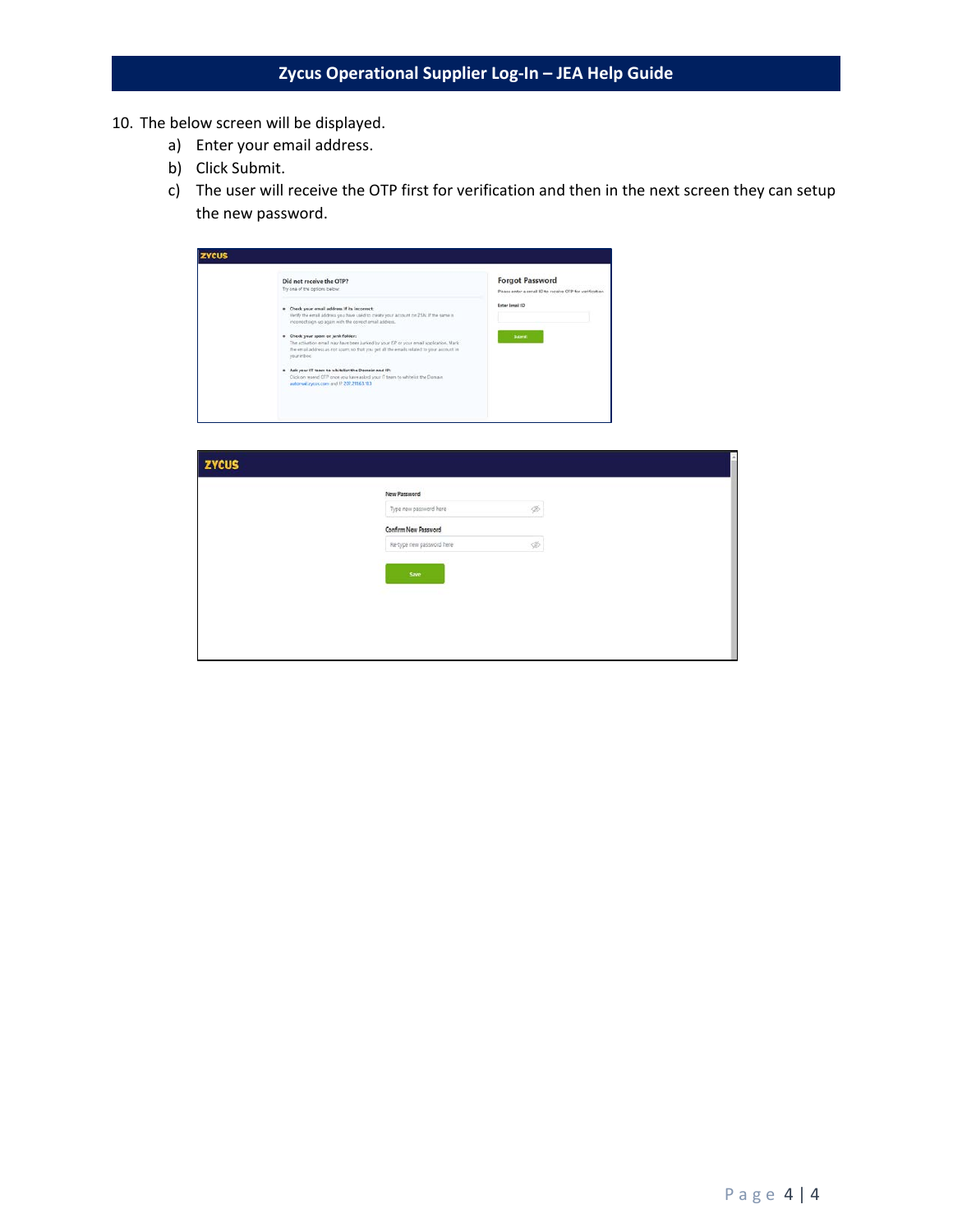10. The below screen will be displayed.
    a) Enter your email address.
    b) Click Submit.
    c) The user will receive the OTP first for verification and then in the next screen they can setup the new password.